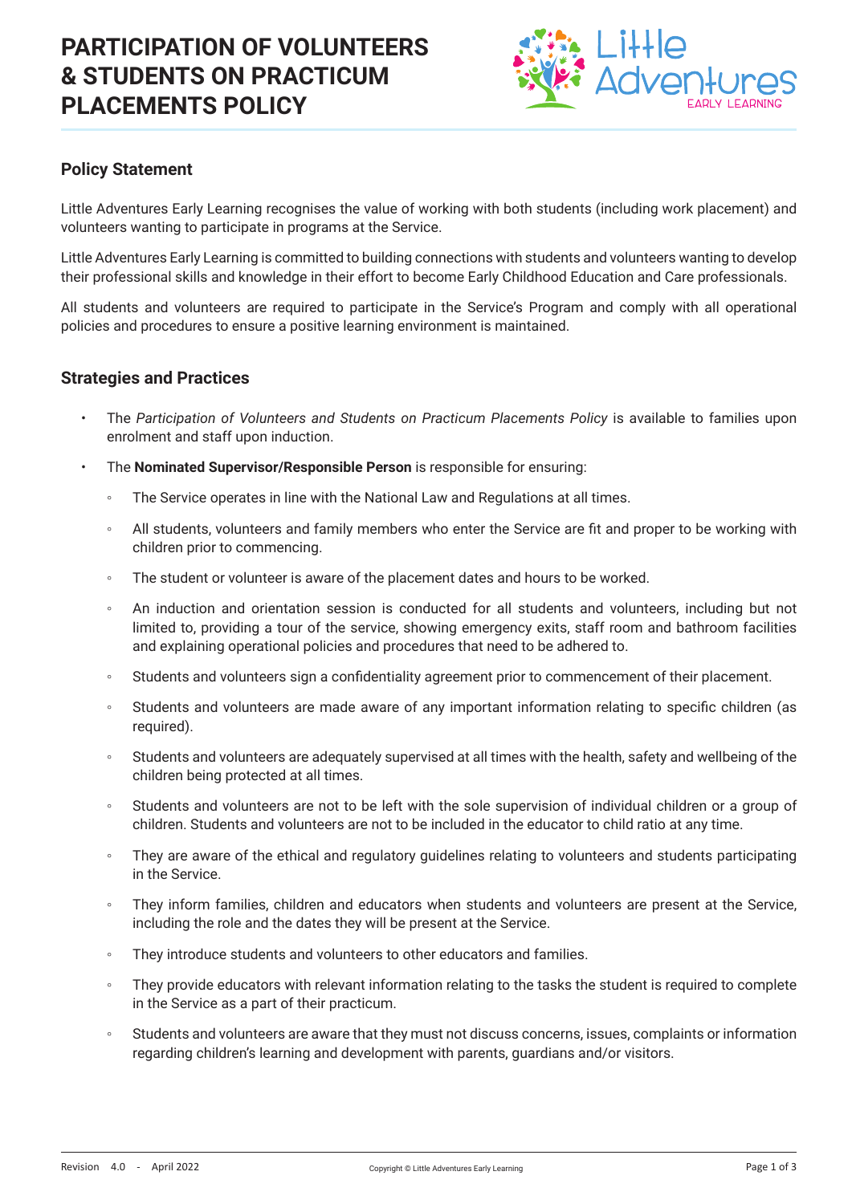# PARTICIPATION OF VOLUNTEERS & STUDENTS ON PRACTICUM PLACEMENTS POLICY

## Policy Statement

Little Adventures Early Learning recognises the value of working with both students (including work placement) and volunteers wanting to participate in programs at the Service.

Little Adventures Early Learning is committed to building connections with students and volunteers wanting to develop their professional skills and knowledge in their effort to become Early Childhood Education and Care professionals.

All students and volunteers are required to participate in the Service's Program and comply with all operational policies and procedures to ensure a positive learning environment is maintained.

## Strategies and Practices

- The *Participation of Volunteers and Students on Practicum Placements Policy* is available to families upon enrolment and staff upon induction.
- The **Nominated Supervisor/Responsible Person** is responsible for ensuring:
    - The Service operates in line with the National Law and Regulations at all times.
    - All students, volunteers and family members who enter the Service are fit and proper to be working with children prior to commencing.
    - The student or volunteer is aware of the placement dates and hours to be worked.
    - An induction and orientation session is conducted for all students and volunteers, including but not limited to, providing a tour of the service, showing emergency exits, staff room and bathroom facilities and explaining operational policies and procedures that need to be adhered to.
    - Students and volunteers sign a confidentiality agreement prior to commencement of their placement.
    - Students and volunteers are made aware of any important information relating to specific children (as required).
    - Students and volunteers are adequately supervised at all times with the health, safety and wellbeing of the children being protected at all times.
    - Students and volunteers are not to be left with the sole supervision of individual children or a group of children. Students and volunteers are not to be included in the educator to child ratio at any time.
    - They are aware of the ethical and regulatory guidelines relating to volunteers and students participating in the Service.
    - They inform families, children and educators when students and volunteers are present at the Service, including the role and the dates they will be present at the Service.
    - They introduce students and volunteers to other educators and families.
    - They provide educators with relevant information relating to the tasks the student is required to complete in the Service as a part of their practicum.
    - Students and volunteers are aware that they must not discuss concerns, issues, complaints or information regarding children's learning and development with parents, guardians and/or visitors.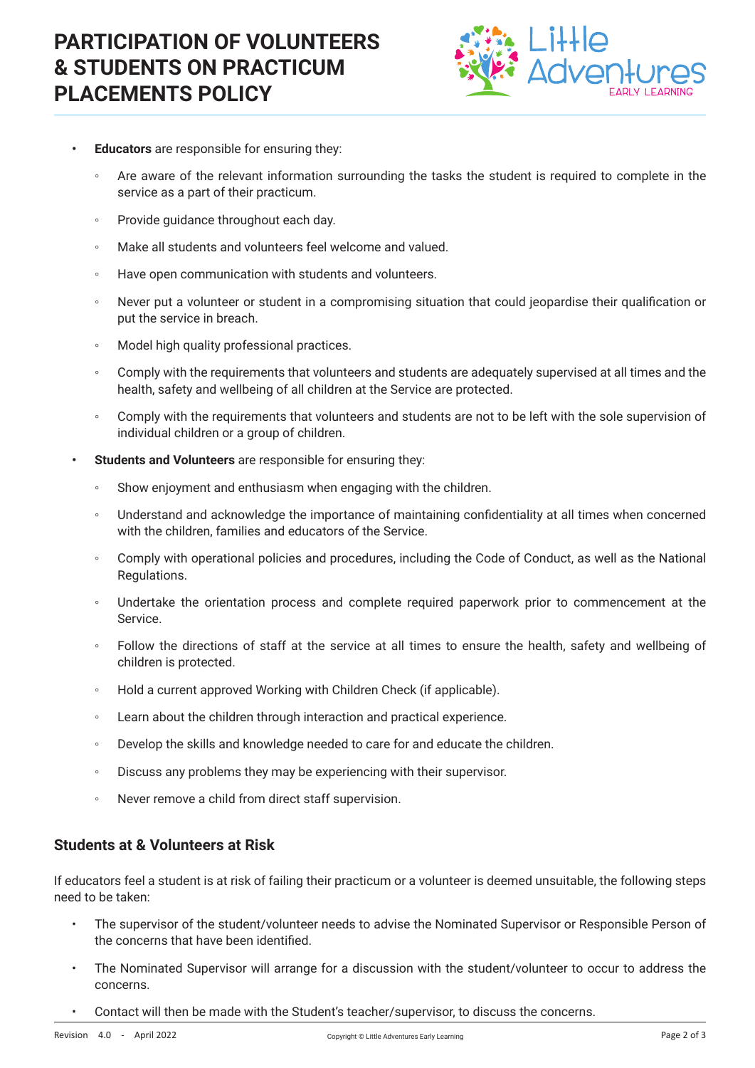- **Educators** are responsible for ensuring they:
    - Are aware of the relevant information surrounding the tasks the student is required to complete in the service as a part of their practicum.
    - Provide guidance throughout each day.
    - Make all students and volunteers feel welcome and valued.
    - Have open communication with students and volunteers.
    - Never put a volunteer or student in a compromising situation that could jeopardise their qualification or put the service in breach.
    - Model high quality professional practices.
    - Comply with the requirements that volunteers and students are adequately supervised at all times and the health, safety and wellbeing of all children at the Service are protected.
    - Comply with the requirements that volunteers and students are not to be left with the sole supervision of individual children or a group of children.
- **Students and Volunteers** are responsible for ensuring they:
    - Show enjoyment and enthusiasm when engaging with the children.
    - Understand and acknowledge the importance of maintaining confidentiality at all times when concerned with the children, families and educators of the Service.
    - Comply with operational policies and procedures, including the Code of Conduct, as well as the National Regulations.
    - Undertake the orientation process and complete required paperwork prior to commencement at the Service.
    - Follow the directions of staff at the service at all times to ensure the health, safety and wellbeing of children is protected.
    - Hold a current approved Working with Children Check (if applicable).
    - Learn about the children through interaction and practical experience.
    - Develop the skills and knowledge needed to care for and educate the children.
    - Discuss any problems they may be experiencing with their supervisor.
    - Never remove a child from direct staff supervision.

## Students at & Volunteers at Risk

If educators feel a student is at risk of failing their practicum or a volunteer is deemed unsuitable, the following steps need to be taken:

- The supervisor of the student/volunteer needs to advise the Nominated Supervisor or Responsible Person of the concerns that have been identified.
- The Nominated Supervisor will arrange for a discussion with the student/volunteer to occur to address the concerns.
- Contact will then be made with the Student's teacher/supervisor, to discuss the concerns.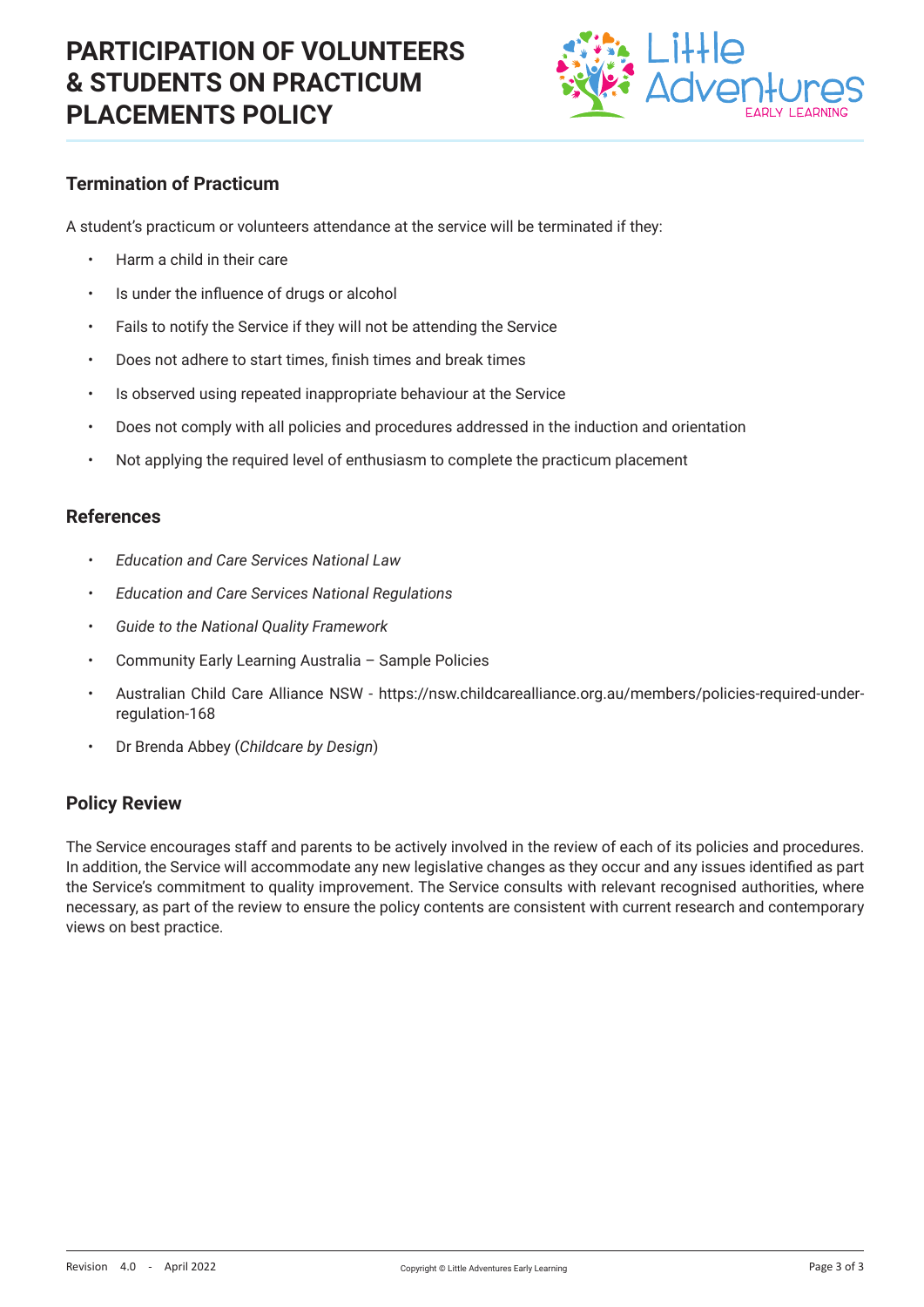## Termination of Practicum

A student's practicum or volunteers attendance at the service will be terminated if they:

- Harm a child in their care
- Is under the influence of drugs or alcohol
- Fails to notify the Service if they will not be attending the Service
- Does not adhere to start times, finish times and break times
- Is observed using repeated inappropriate behaviour at the Service
- Does not comply with all policies and procedures addressed in the induction and orientation
- Not applying the required level of enthusiasm to complete the practicum placement

## References

- *Education and Care Services National Law*
- *Education and Care Services National Regulations*
- *Guide to the National Quality Framework*
- Community Early Learning Australia – Sample Policies
- Australian Child Care Alliance NSW - https://nsw.childcarealliance.org.au/members/policies-required-under-regulation-168
- Dr Brenda Abbey (*Childcare by Design*)

## Policy Review

The Service encourages staff and parents to be actively involved in the review of each of its policies and procedures. In addition, the Service will accommodate any new legislative changes as they occur and any issues identified as part the Service's commitment to quality improvement. The Service consults with relevant recognised authorities, where necessary, as part of the review to ensure the policy contents are consistent with current research and contemporary views on best practice.